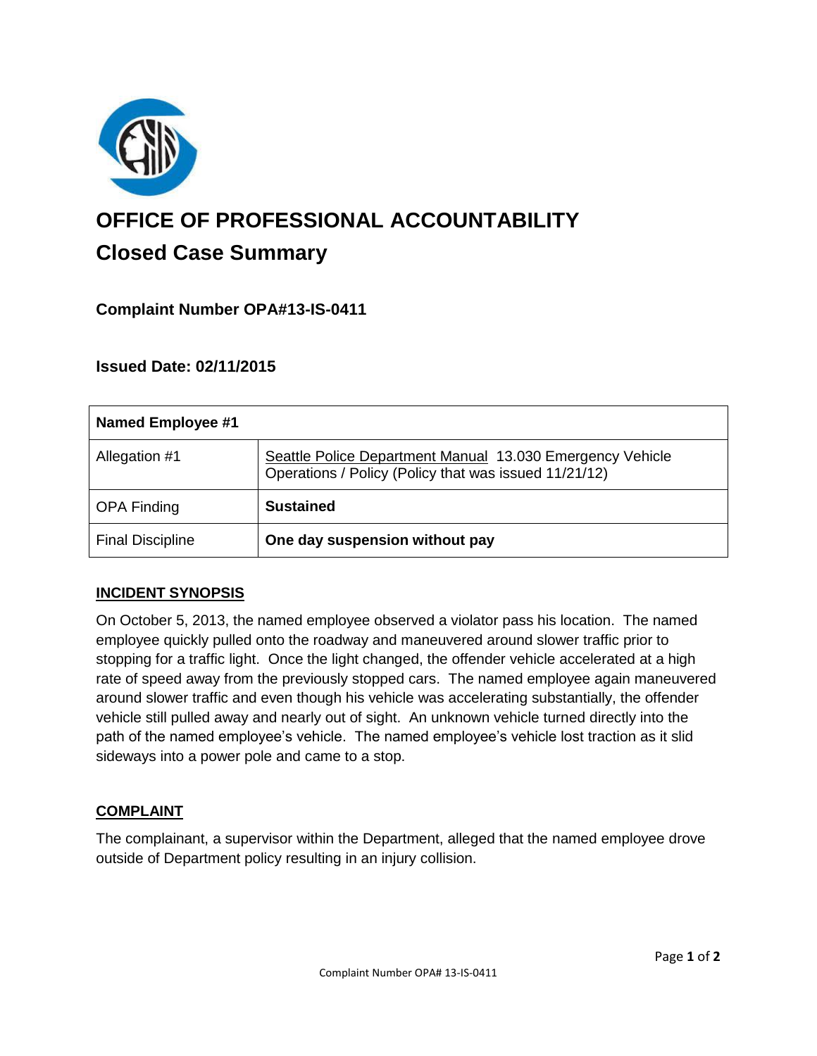# OFFICE OF PROFESSIONAL ACCOUNTABILITY

## Closed Case Summary

### Complaint Number OPA#13-IS-0411

### Issued Date: 02/11/2015

| Named Employee #1 | |
|---|---|
| Allegation #1 | Seattle Police Department Manual 13.030 Emergency Vehicle Operations / Policy (Policy that was issued 11/21/12) |
| OPA Finding | **Sustained** |
| Final Discipline | **One day suspension without pay** |

**INCIDENT SYNOPSIS**

On October 5, 2013, the named employee observed a violator pass his location. The named employee quickly pulled onto the roadway and maneuvered around slower traffic prior to stopping for a traffic light. Once the light changed, the offender vehicle accelerated at a high rate of speed away from the previously stopped cars. The named employee again maneuvered around slower traffic and even though his vehicle was accelerating substantially, the offender vehicle still pulled away and nearly out of sight. An unknown vehicle turned directly into the path of the named employee's vehicle. The named employee's vehicle lost traction as it slid sideways into a power pole and came to a stop.

**COMPLAINT**

The complainant, a supervisor within the Department, alleged that the named employee drove outside of Department policy resulting in an injury collision.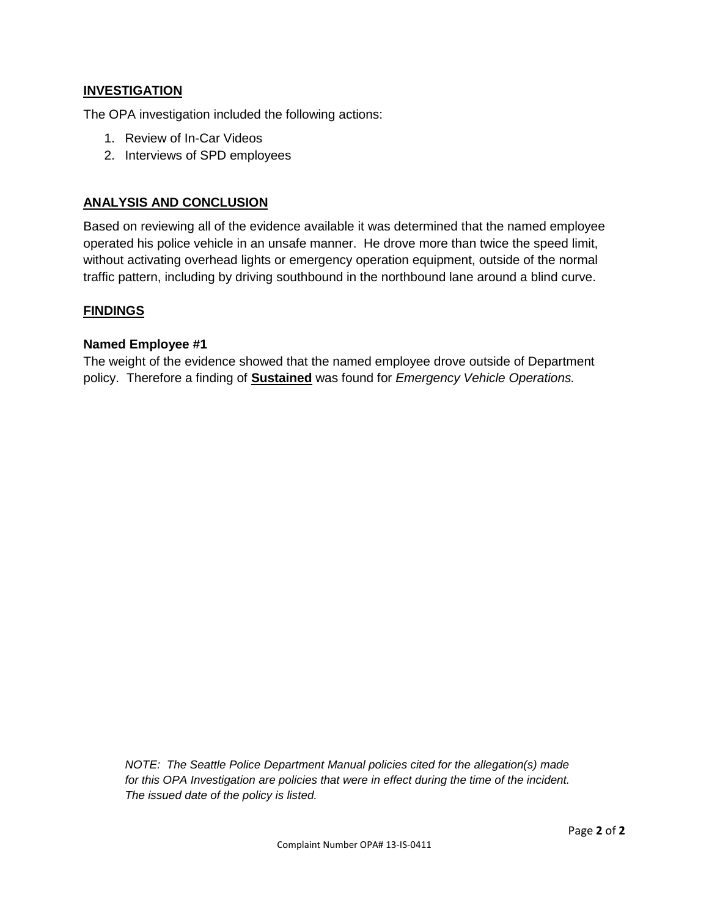## INVESTIGATION

The OPA investigation included the following actions:

1. Review of In-Car Videos
2. Interviews of SPD employees

## ANALYSIS AND CONCLUSION

Based on reviewing all of the evidence available it was determined that the named employee operated his police vehicle in an unsafe manner. He drove more than twice the speed limit, without activating overhead lights or emergency operation equipment, outside of the normal traffic pattern, including by driving southbound in the northbound lane around a blind curve.

## FINDINGS

### Named Employee #1

The weight of the evidence showed that the named employee drove outside of Department policy. Therefore a finding of **Sustained** was found for *Emergency Vehicle Operations.*

*NOTE: The Seattle Police Department Manual policies cited for the allegation(s) made for this OPA Investigation are policies that were in effect during the time of the incident. The issued date of the policy is listed.*

Complaint Number OPA# 13-IS-0411